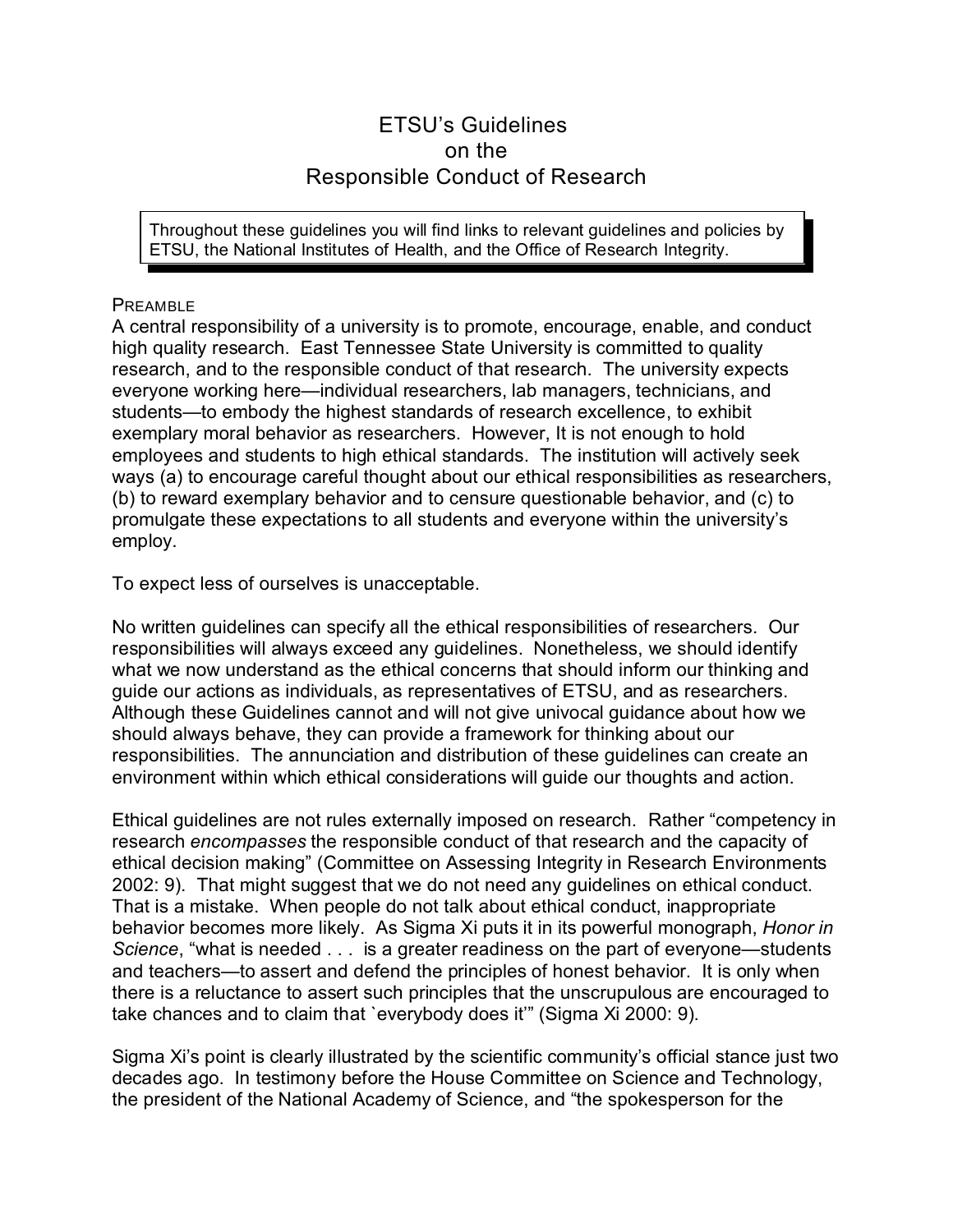# ETSU's Guidelines on the Responsible Conduct of Research

> Throughout these guidelines you will find links to relevant guidelines and policies by ETSU, the National Institutes of Health, and the Office of Research Integrity.

## Preamble

A central responsibility of a university is to promote, encourage, enable, and conduct high quality research. East Tennessee State University is committed to quality research, and to the responsible conduct of that research. The university expects everyone working here—individual researchers, lab managers, technicians, and students—to embody the highest standards of research excellence, to exhibit exemplary moral behavior as researchers. However, It is not enough to hold employees and students to high ethical standards. The institution will actively seek ways (a) to encourage careful thought about our ethical responsibilities as researchers, (b) to reward exemplary behavior and to censure questionable behavior, and (c) to promulgate these expectations to all students and everyone within the university's employ.

To expect less of ourselves is unacceptable.

No written guidelines can specify all the ethical responsibilities of researchers. Our responsibilities will always exceed any guidelines. Nonetheless, we should identify what we now understand as the ethical concerns that should inform our thinking and guide our actions as individuals, as representatives of ETSU, and as researchers. Although these Guidelines cannot and will not give univocal guidance about how we should always behave, they can provide a framework for thinking about our responsibilities. The annunciation and distribution of these guidelines can create an environment within which ethical considerations will guide our thoughts and action.

Ethical guidelines are not rules externally imposed on research. Rather "competency in research *encompasses* the responsible conduct of that research and the capacity of ethical decision making" (Committee on Assessing Integrity in Research Environments 2002: 9). That might suggest that we do not need any guidelines on ethical conduct. That is a mistake. When people do not talk about ethical conduct, inappropriate behavior becomes more likely. As Sigma Xi puts it in its powerful monograph, *Honor in Science*, "what is needed . . . is a greater readiness on the part of everyone—students and teachers—to assert and defend the principles of honest behavior. It is only when there is a reluctance to assert such principles that the unscrupulous are encouraged to take chances and to claim that `everybody does it'" (Sigma Xi 2000: 9).

Sigma Xi's point is clearly illustrated by the scientific community's official stance just two decades ago. In testimony before the House Committee on Science and Technology, the president of the National Academy of Science, and "the spokesperson for the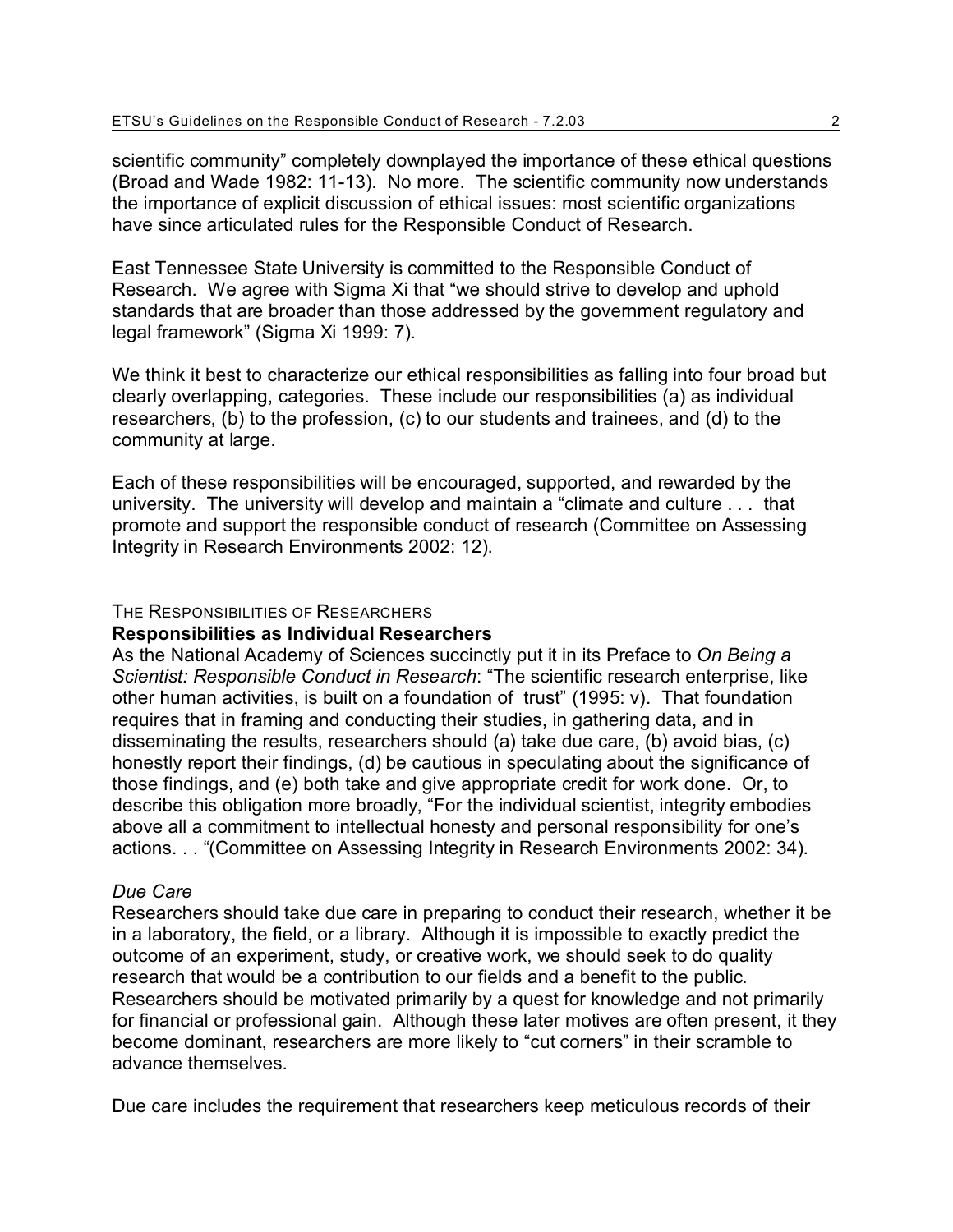scientific community" completely downplayed the importance of these ethical questions (Broad and Wade 1982: 11-13). No more. The scientific community now understands the importance of explicit discussion of ethical issues: most scientific organizations have since articulated rules for the Responsible Conduct of Research.

East Tennessee State University is committed to the Responsible Conduct of Research. We agree with Sigma Xi that "we should strive to develop and uphold standards that are broader than those addressed by the government regulatory and legal framework" (Sigma Xi 1999: 7).

We think it best to characterize our ethical responsibilities as falling into four broad but clearly overlapping, categories. These include our responsibilities (a) as individual researchers, (b) to the profession, (c) to our students and trainees, and (d) to the community at large.

Each of these responsibilities will be encouraged, supported, and rewarded by the university. The university will develop and maintain a "climate and culture . . . that promote and support the responsible conduct of research (Committee on Assessing Integrity in Research Environments 2002: 12).

## THE RESPONSIBILITIES OF RESEARCHERS

### Responsibilities as Individual Researchers

As the National Academy of Sciences succinctly put it in its Preface to *On Being a Scientist: Responsible Conduct in Research*: "The scientific research enterprise, like other human activities, is built on a foundation of trust" (1995: v). That foundation requires that in framing and conducting their studies, in gathering data, and in disseminating the results, researchers should (a) take due care, (b) avoid bias, (c) honestly report their findings, (d) be cautious in speculating about the significance of those findings, and (e) both take and give appropriate credit for work done. Or, to describe this obligation more broadly, "For the individual scientist, integrity embodies above all a commitment to intellectual honesty and personal responsibility for one's actions. . . "(Committee on Assessing Integrity in Research Environments 2002: 34).

*Due Care*

Researchers should take due care in preparing to conduct their research, whether it be in a laboratory, the field, or a library. Although it is impossible to exactly predict the outcome of an experiment, study, or creative work, we should seek to do quality research that would be a contribution to our fields and a benefit to the public. Researchers should be motivated primarily by a quest for knowledge and not primarily for financial or professional gain. Although these later motives are often present, it they become dominant, researchers are more likely to "cut corners" in their scramble to advance themselves.

Due care includes the requirement that researchers keep meticulous records of their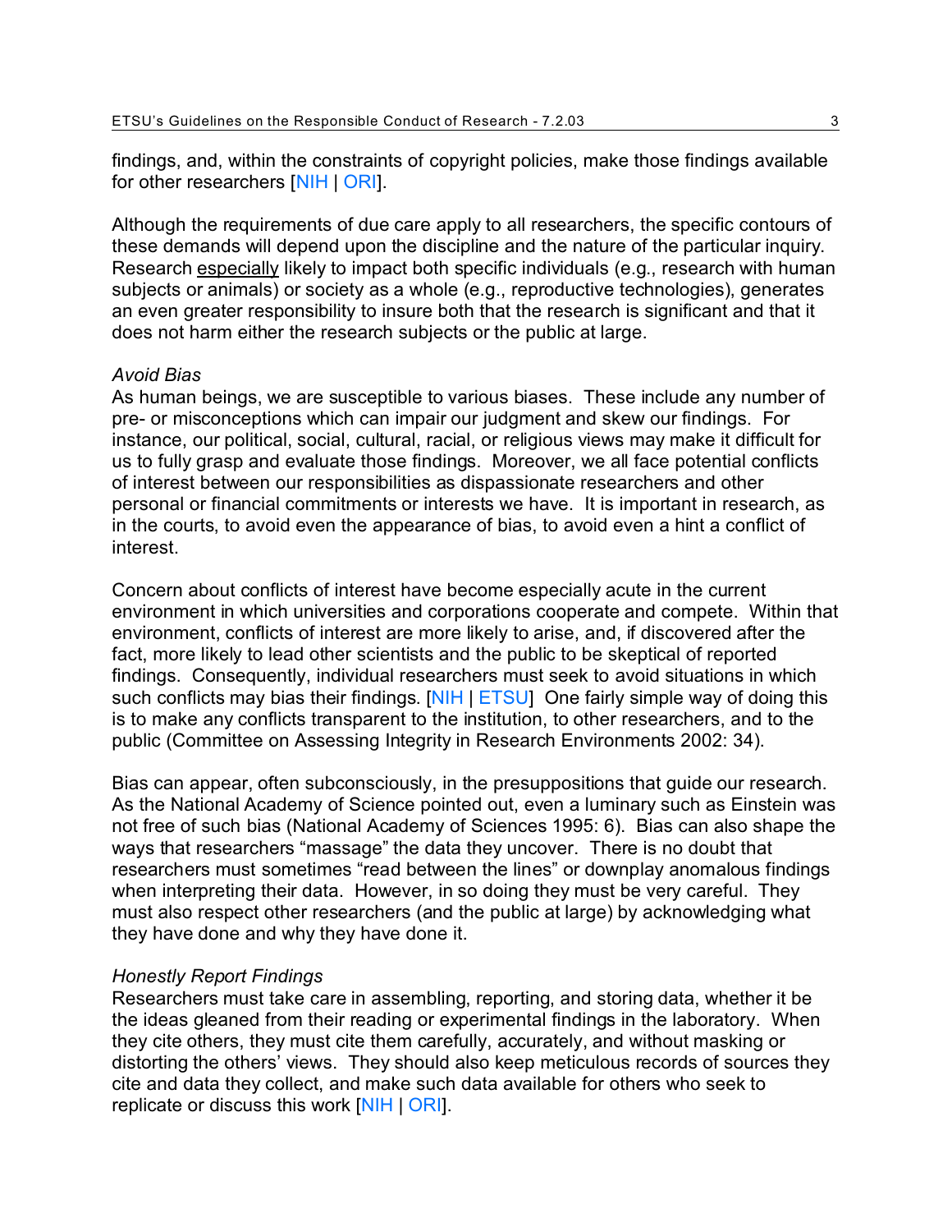findings, and, within the constraints of copyright policies, make those findings available for other researchers [NIH | ORI].

Although the requirements of due care apply to all researchers, the specific contours of these demands will depend upon the discipline and the nature of the particular inquiry. Research <u>especially</u> likely to impact both specific individuals (e.g., research with human subjects or animals) or society as a whole (e.g., reproductive technologies), generates an even greater responsibility to insure both that the research is significant and that it does not harm either the research subjects or the public at large.

*Avoid Bias*

As human beings, we are susceptible to various biases. These include any number of pre- or misconceptions which can impair our judgment and skew our findings. For instance, our political, social, cultural, racial, or religious views may make it difficult for us to fully grasp and evaluate those findings. Moreover, we all face potential conflicts of interest between our responsibilities as dispassionate researchers and other personal or financial commitments or interests we have. It is important in research, as in the courts, to avoid even the appearance of bias, to avoid even a hint a conflict of interest.

Concern about conflicts of interest have become especially acute in the current environment in which universities and corporations cooperate and compete. Within that environment, conflicts of interest are more likely to arise, and, if discovered after the fact, more likely to lead other scientists and the public to be skeptical of reported findings. Consequently, individual researchers must seek to avoid situations in which such conflicts may bias their findings. [NIH | ETSU] One fairly simple way of doing this is to make any conflicts transparent to the institution, to other researchers, and to the public (Committee on Assessing Integrity in Research Environments 2002: 34).

Bias can appear, often subconsciously, in the presuppositions that guide our research. As the National Academy of Science pointed out, even a luminary such as Einstein was not free of such bias (National Academy of Sciences 1995: 6). Bias can also shape the ways that researchers "massage" the data they uncover. There is no doubt that researchers must sometimes "read between the lines" or downplay anomalous findings when interpreting their data. However, in so doing they must be very careful. They must also respect other researchers (and the public at large) by acknowledging what they have done and why they have done it.

*Honestly Report Findings*

Researchers must take care in assembling, reporting, and storing data, whether it be the ideas gleaned from their reading or experimental findings in the laboratory. When they cite others, they must cite them carefully, accurately, and without masking or distorting the others' views. They should also keep meticulous records of sources they cite and data they collect, and make such data available for others who seek to replicate or discuss this work [NIH | ORI].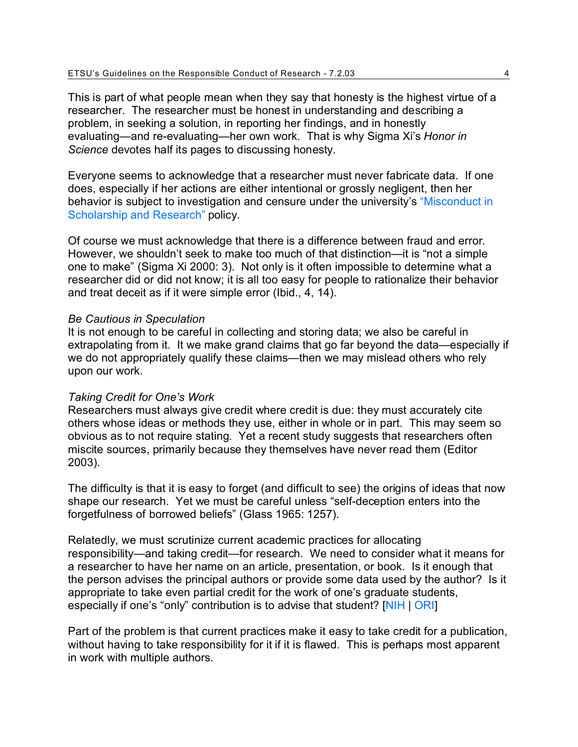This is part of what people mean when they say that honesty is the highest virtue of a researcher. The researcher must be honest in understanding and describing a problem, in seeking a solution, in reporting her findings, and in honestly evaluating—and re-evaluating—her own work. That is why Sigma Xi's *Honor in Science* devotes half its pages to discussing honesty.

Everyone seems to acknowledge that a researcher must never fabricate data. If one does, especially if her actions are either intentional or grossly negligent, then her behavior is subject to investigation and censure under the university's "Misconduct in Scholarship and Research" policy.

Of course we must acknowledge that there is a difference between fraud and error. However, we shouldn't seek to make too much of that distinction—it is "not a simple one to make" (Sigma Xi 2000: 3). Not only is it often impossible to determine what a researcher did or did not know; it is all too easy for people to rationalize their behavior and treat deceit as if it were simple error (Ibid., 4, 14).

*Be Cautious in Speculation*

It is not enough to be careful in collecting and storing data; we also be careful in extrapolating from it. It we make grand claims that go far beyond the data—especially if we do not appropriately qualify these claims—then we may mislead others who rely upon our work.

*Taking Credit for One's Work*

Researchers must always give credit where credit is due: they must accurately cite others whose ideas or methods they use, either in whole or in part. This may seem so obvious as to not require stating. Yet a recent study suggests that researchers often miscite sources, primarily because they themselves have never read them (Editor 2003).

The difficulty is that it is easy to forget (and difficult to see) the origins of ideas that now shape our research. Yet we must be careful unless "self-deception enters into the forgetfulness of borrowed beliefs" (Glass 1965: 1257).

Relatedly, we must scrutinize current academic practices for allocating responsibility—and taking credit—for research. We need to consider what it means for a researcher to have her name on an article, presentation, or book. Is it enough that the person advises the principal authors or provide some data used by the author? Is it appropriate to take even partial credit for the work of one's graduate students, especially if one's "only" contribution is to advise that student? [NIH | ORI]

Part of the problem is that current practices make it easy to take credit for a publication, without having to take responsibility for it if it is flawed. This is perhaps most apparent in work with multiple authors.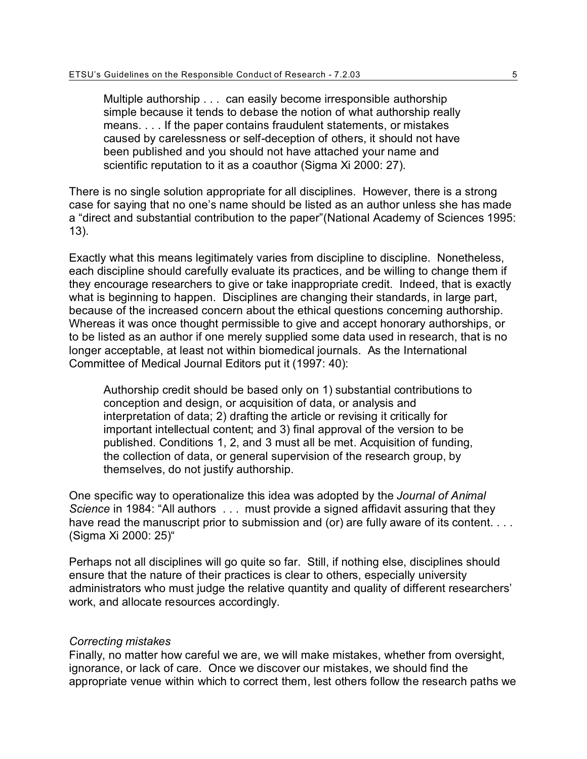> Multiple authorship . . . can easily become irresponsible authorship simple because it tends to debase the notion of what authorship really means. . . . If the paper contains fraudulent statements, or mistakes caused by carelessness or self-deception of others, it should not have been published and you should not have attached your name and scientific reputation to it as a coauthor (Sigma Xi 2000: 27).

There is no single solution appropriate for all disciplines. However, there is a strong case for saying that no one's name should be listed as an author unless she has made a "direct and substantial contribution to the paper"(National Academy of Sciences 1995: 13).

Exactly what this means legitimately varies from discipline to discipline. Nonetheless, each discipline should carefully evaluate its practices, and be willing to change them if they encourage researchers to give or take inappropriate credit. Indeed, that is exactly what is beginning to happen. Disciplines are changing their standards, in large part, because of the increased concern about the ethical questions concerning authorship. Whereas it was once thought permissible to give and accept honorary authorships, or to be listed as an author if one merely supplied some data used in research, that is no longer acceptable, at least not within biomedical journals. As the International Committee of Medical Journal Editors put it (1997: 40):

> Authorship credit should be based only on 1) substantial contributions to conception and design, or acquisition of data, or analysis and interpretation of data; 2) drafting the article or revising it critically for important intellectual content; and 3) final approval of the version to be published. Conditions 1, 2, and 3 must all be met. Acquisition of funding, the collection of data, or general supervision of the research group, by themselves, do not justify authorship.

One specific way to operationalize this idea was adopted by the *Journal of Animal Science* in 1984: "All authors . . . must provide a signed affidavit assuring that they have read the manuscript prior to submission and (or) are fully aware of its content. . . . (Sigma Xi 2000: 25)"

Perhaps not all disciplines will go quite so far. Still, if nothing else, disciplines should ensure that the nature of their practices is clear to others, especially university administrators who must judge the relative quantity and quality of different researchers' work, and allocate resources accordingly.

*Correcting mistakes*

Finally, no matter how careful we are, we will make mistakes, whether from oversight, ignorance, or lack of care. Once we discover our mistakes, we should find the appropriate venue within which to correct them, lest others follow the research paths we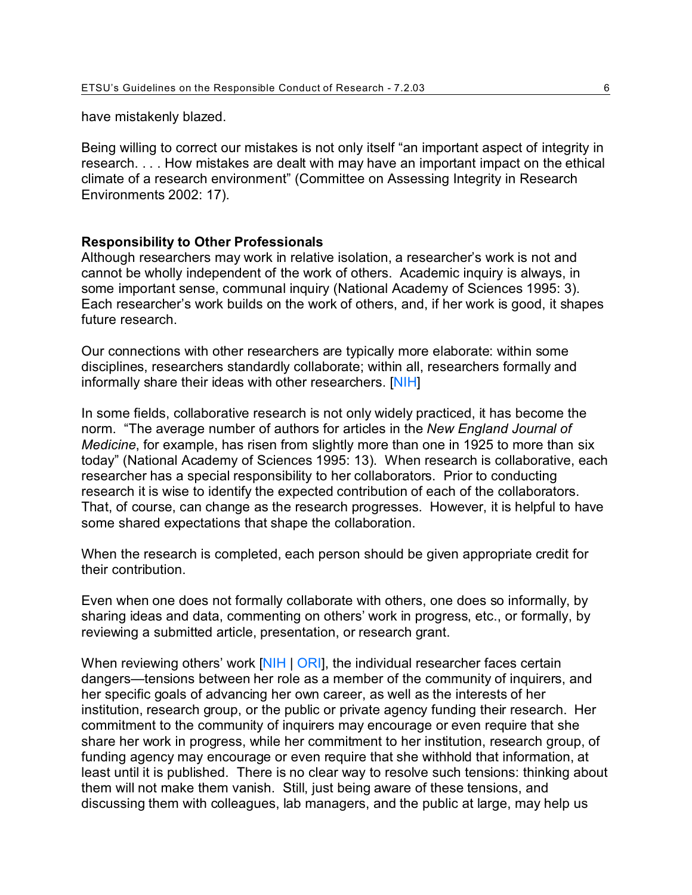have mistakenly blazed.

Being willing to correct our mistakes is not only itself "an important aspect of integrity in research. . . . How mistakes are dealt with may have an important impact on the ethical climate of a research environment" (Committee on Assessing Integrity in Research Environments 2002: 17).

**Responsibility to Other Professionals**

Although researchers may work in relative isolation, a researcher's work is not and cannot be wholly independent of the work of others. Academic inquiry is always, in some important sense, communal inquiry (National Academy of Sciences 1995: 3). Each researcher's work builds on the work of others, and, if her work is good, it shapes future research.

Our connections with other researchers are typically more elaborate: within some disciplines, researchers standardly collaborate; within all, researchers formally and informally share their ideas with other researchers. [NIH]

In some fields, collaborative research is not only widely practiced, it has become the norm. "The average number of authors for articles in the *New England Journal of Medicine*, for example, has risen from slightly more than one in 1925 to more than six today" (National Academy of Sciences 1995: 13). When research is collaborative, each researcher has a special responsibility to her collaborators. Prior to conducting research it is wise to identify the expected contribution of each of the collaborators. That, of course, can change as the research progresses. However, it is helpful to have some shared expectations that shape the collaboration.

When the research is completed, each person should be given appropriate credit for their contribution.

Even when one does not formally collaborate with others, one does so informally, by sharing ideas and data, commenting on others' work in progress, etc., or formally, by reviewing a submitted article, presentation, or research grant.

When reviewing others' work [NIH | ORI], the individual researcher faces certain dangers—tensions between her role as a member of the community of inquirers, and her specific goals of advancing her own career, as well as the interests of her institution, research group, or the public or private agency funding their research. Her commitment to the community of inquirers may encourage or even require that she share her work in progress, while her commitment to her institution, research group, of funding agency may encourage or even require that she withhold that information, at least until it is published. There is no clear way to resolve such tensions: thinking about them will not make them vanish. Still, just being aware of these tensions, and discussing them with colleagues, lab managers, and the public at large, may help us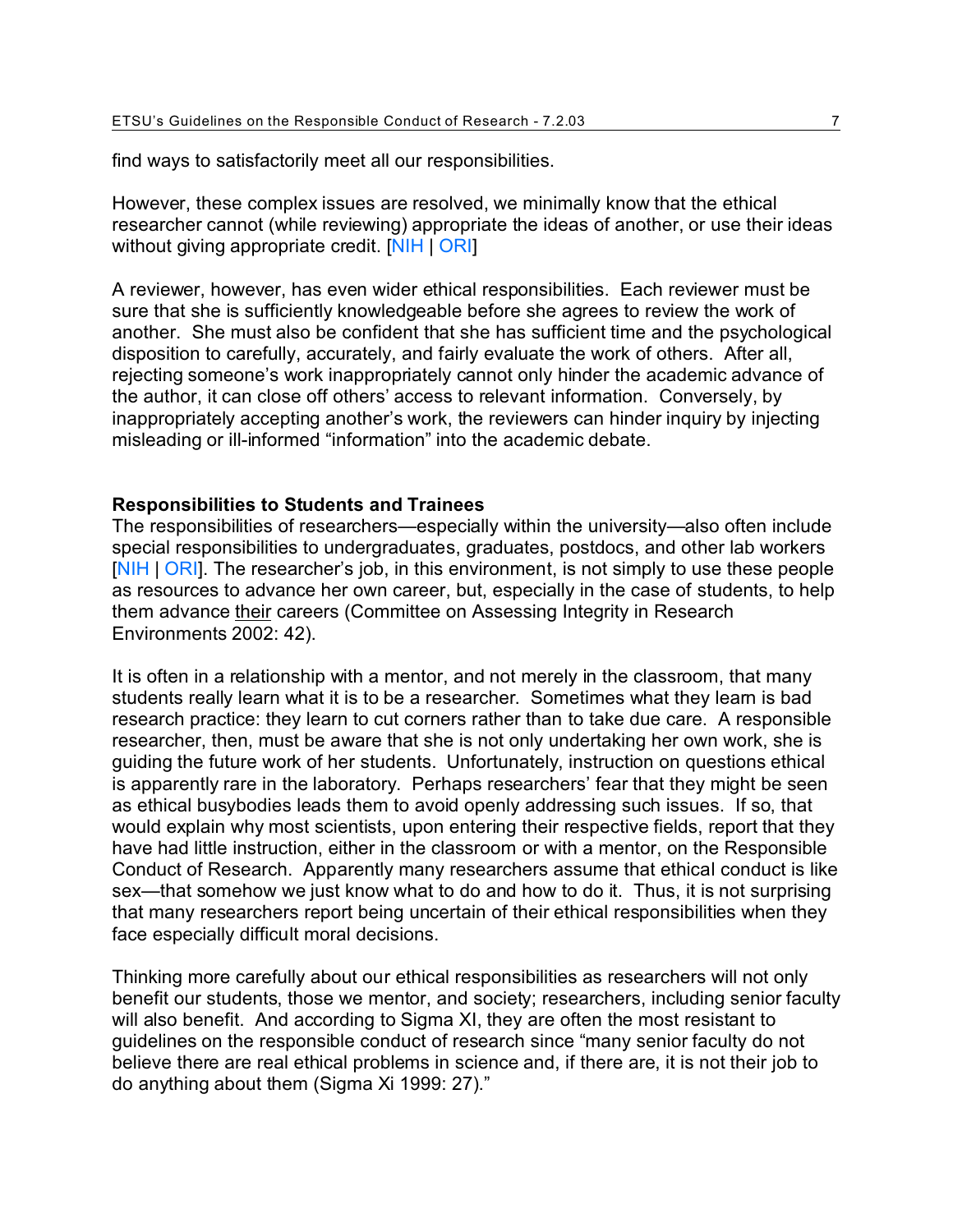find ways to satisfactorily meet all our responsibilities.

However, these complex issues are resolved, we minimally know that the ethical researcher cannot (while reviewing) appropriate the ideas of another, or use their ideas without giving appropriate credit. [NIH | ORI]

A reviewer, however, has even wider ethical responsibilities. Each reviewer must be sure that she is sufficiently knowledgeable before she agrees to review the work of another. She must also be confident that she has sufficient time and the psychological disposition to carefully, accurately, and fairly evaluate the work of others. After all, rejecting someone's work inappropriately cannot only hinder the academic advance of the author, it can close off others' access to relevant information. Conversely, by inappropriately accepting another's work, the reviewers can hinder inquiry by injecting misleading or ill-informed "information" into the academic debate.

**Responsibilities to Students and Trainees**

The responsibilities of researchers—especially within the university—also often include special responsibilities to undergraduates, graduates, postdocs, and other lab workers [NIH | ORI]. The researcher's job, in this environment, is not simply to use these people as resources to advance her own career, but, especially in the case of students, to help them advance their careers (Committee on Assessing Integrity in Research Environments 2002: 42).

It is often in a relationship with a mentor, and not merely in the classroom, that many students really learn what it is to be a researcher. Sometimes what they learn is bad research practice: they learn to cut corners rather than to take due care. A responsible researcher, then, must be aware that she is not only undertaking her own work, she is guiding the future work of her students. Unfortunately, instruction on questions ethical is apparently rare in the laboratory. Perhaps researchers' fear that they might be seen as ethical busybodies leads them to avoid openly addressing such issues. If so, that would explain why most scientists, upon entering their respective fields, report that they have had little instruction, either in the classroom or with a mentor, on the Responsible Conduct of Research. Apparently many researchers assume that ethical conduct is like sex—that somehow we just know what to do and how to do it. Thus, it is not surprising that many researchers report being uncertain of their ethical responsibilities when they face especially difficult moral decisions.

Thinking more carefully about our ethical responsibilities as researchers will not only benefit our students, those we mentor, and society; researchers, including senior faculty will also benefit. And according to Sigma XI, they are often the most resistant to guidelines on the responsible conduct of research since "many senior faculty do not believe there are real ethical problems in science and, if there are, it is not their job to do anything about them (Sigma Xi 1999: 27)."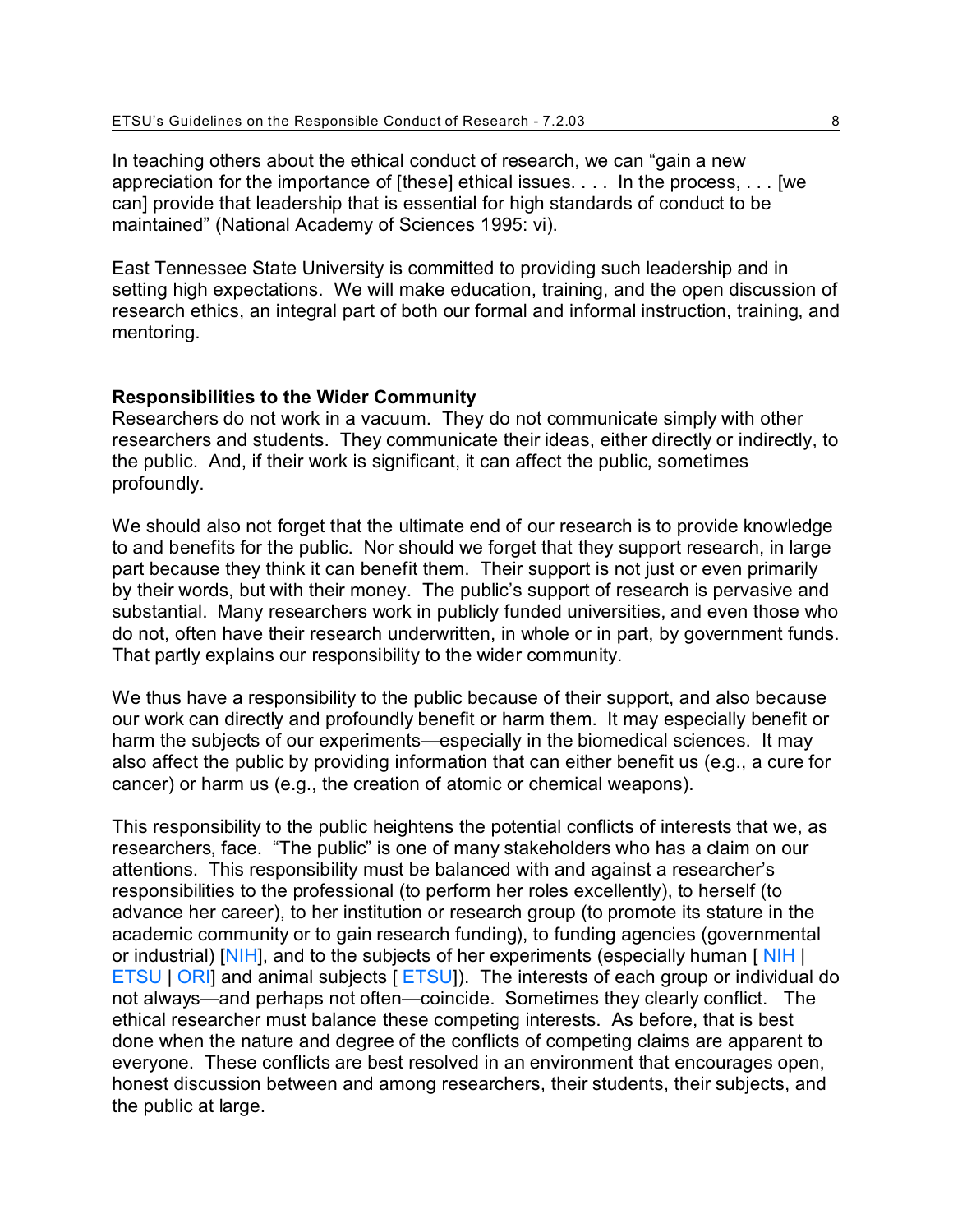In teaching others about the ethical conduct of research, we can “gain a new appreciation for the importance of [these] ethical issues. . . . In the process, . . . [we can] provide that leadership that is essential for high standards of conduct to be maintained” (National Academy of Sciences 1995: vi).

East Tennessee State University is committed to providing such leadership and in setting high expectations. We will make education, training, and the open discussion of research ethics, an integral part of both our formal and informal instruction, training, and mentoring.

**Responsibilities to the Wider Community**

Researchers do not work in a vacuum. They do not communicate simply with other researchers and students. They communicate their ideas, either directly or indirectly, to the public. And, if their work is significant, it can affect the public, sometimes profoundly.

We should also not forget that the ultimate end of our research is to provide knowledge to and benefits for the public. Nor should we forget that they support research, in large part because they think it can benefit them. Their support is not just or even primarily by their words, but with their money. The public’s support of research is pervasive and substantial. Many researchers work in publicly funded universities, and even those who do not, often have their research underwritten, in whole or in part, by government funds. That partly explains our responsibility to the wider community.

We thus have a responsibility to the public because of their support, and also because our work can directly and profoundly benefit or harm them. It may especially benefit or harm the subjects of our experiments—especially in the biomedical sciences. It may also affect the public by providing information that can either benefit us (e.g., a cure for cancer) or harm us (e.g., the creation of atomic or chemical weapons).

This responsibility to the public heightens the potential conflicts of interests that we, as researchers, face. “The public” is one of many stakeholders who has a claim on our attentions. This responsibility must be balanced with and against a researcher’s responsibilities to the professional (to perform her roles excellently), to herself (to advance her career), to her institution or research group (to promote its stature in the academic community or to gain research funding), to funding agencies (governmental or industrial) [NIH], and to the subjects of her experiments (especially human [ NIH | ETSU | ORI] and animal subjects [ ETSU]). The interests of each group or individual do not always—and perhaps not often—coincide. Sometimes they clearly conflict. The ethical researcher must balance these competing interests. As before, that is best done when the nature and degree of the conflicts of competing claims are apparent to everyone. These conflicts are best resolved in an environment that encourages open, honest discussion between and among researchers, their students, their subjects, and the public at large.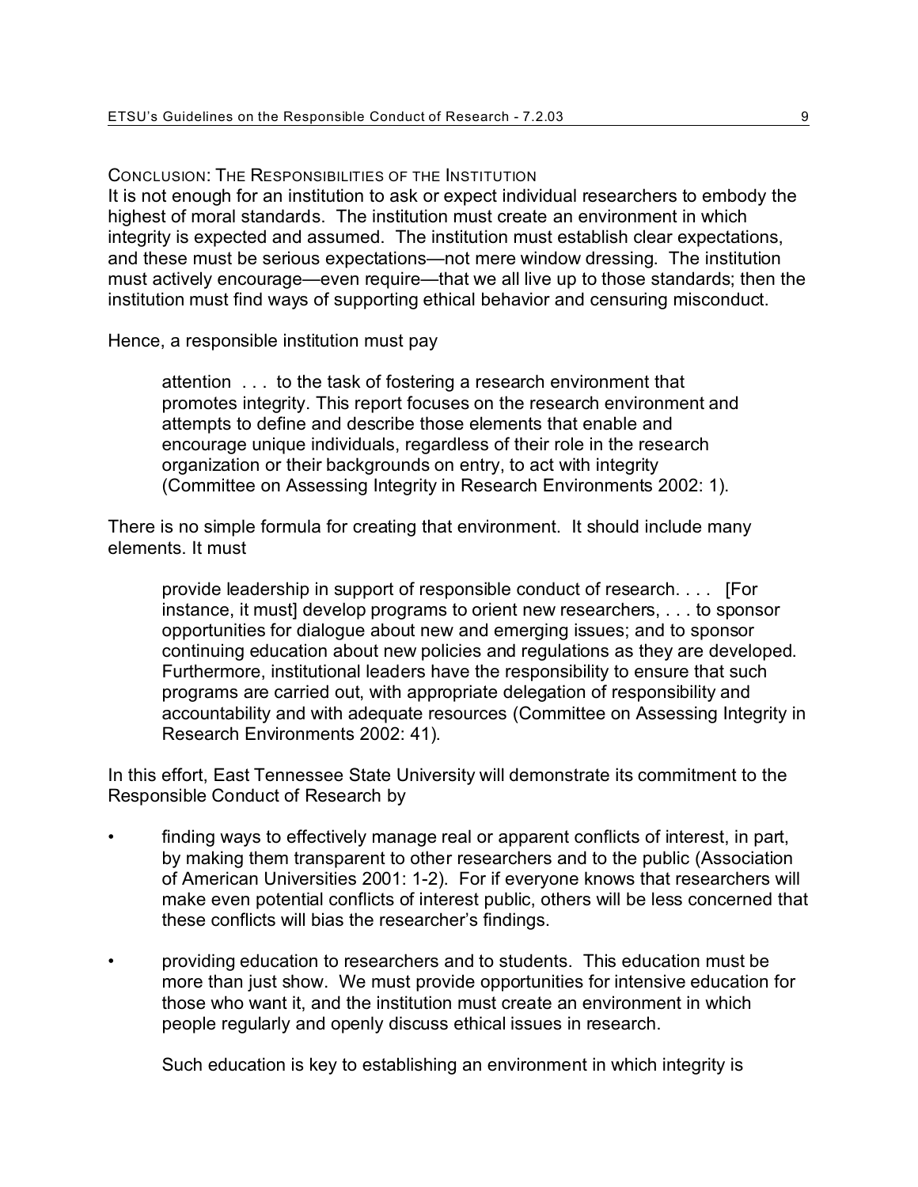## Conclusion: The Responsibilities of the Institution

It is not enough for an institution to ask or expect individual researchers to embody the highest of moral standards. The institution must create an environment in which integrity is expected and assumed. The institution must establish clear expectations, and these must be serious expectations—not mere window dressing. The institution must actively encourage—even require—that we all live up to those standards; then the institution must find ways of supporting ethical behavior and censuring misconduct.

Hence, a responsible institution must pay

> attention . . . to the task of fostering a research environment that promotes integrity. This report focuses on the research environment and attempts to define and describe those elements that enable and encourage unique individuals, regardless of their role in the research organization or their backgrounds on entry, to act with integrity (Committee on Assessing Integrity in Research Environments 2002: 1).

There is no simple formula for creating that environment. It should include many elements. It must

> provide leadership in support of responsible conduct of research. . . . [For instance, it must] develop programs to orient new researchers, . . . to sponsor opportunities for dialogue about new and emerging issues; and to sponsor continuing education about new policies and regulations as they are developed. Furthermore, institutional leaders have the responsibility to ensure that such programs are carried out, with appropriate delegation of responsibility and accountability and with adequate resources (Committee on Assessing Integrity in Research Environments 2002: 41).

In this effort, East Tennessee State University will demonstrate its commitment to the Responsible Conduct of Research by

- finding ways to effectively manage real or apparent conflicts of interest, in part, by making them transparent to other researchers and to the public (Association of American Universities 2001: 1-2). For if everyone knows that researchers will make even potential conflicts of interest public, others will be less concerned that these conflicts will bias the researcher's findings.

- providing education to researchers and to students. This education must be more than just show. We must provide opportunities for intensive education for those who want it, and the institution must create an environment in which people regularly and openly discuss ethical issues in research.

  Such education is key to establishing an environment in which integrity is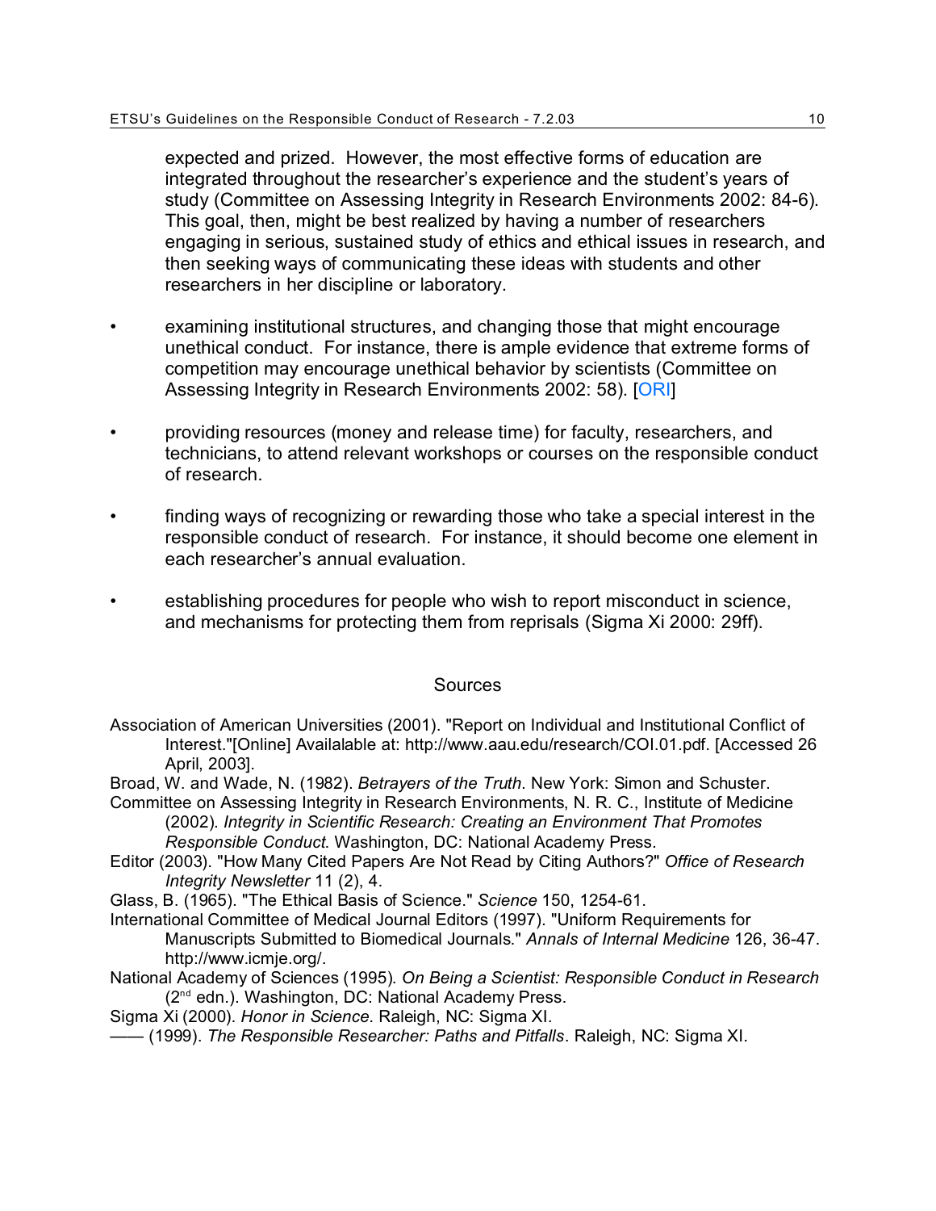expected and prized. However, the most effective forms of education are integrated throughout the researcher's experience and the student's years of study (Committee on Assessing Integrity in Research Environments 2002: 84-6). This goal, then, might be best realized by having a number of researchers engaging in serious, sustained study of ethics and ethical issues in research, and then seeking ways of communicating these ideas with students and other researchers in her discipline or laboratory.

- examining institutional structures, and changing those that might encourage unethical conduct. For instance, there is ample evidence that extreme forms of competition may encourage unethical behavior by scientists (Committee on Assessing Integrity in Research Environments 2002: 58). [ORI]

- providing resources (money and release time) for faculty, researchers, and technicians, to attend relevant workshops or courses on the responsible conduct of research.

- finding ways of recognizing or rewarding those who take a special interest in the responsible conduct of research. For instance, it should become one element in each researcher's annual evaluation.

- establishing procedures for people who wish to report misconduct in science, and mechanisms for protecting them from reprisals (Sigma Xi 2000: 29ff).

## Sources

Association of American Universities (2001). "Report on Individual and Institutional Conflict of Interest."[Online] Availalable at: http://www.aau.edu/research/COI.01.pdf. [Accessed 26 April, 2003].

Broad, W. and Wade, N. (1982). *Betrayers of the Truth*. New York: Simon and Schuster.

Committee on Assessing Integrity in Research Environments, N. R. C., Institute of Medicine (2002). *Integrity in Scientific Research: Creating an Environment That Promotes Responsible Conduct*. Washington, DC: National Academy Press.

Editor (2003). "How Many Cited Papers Are Not Read by Citing Authors?" *Office of Research Integrity Newsletter* 11 (2), 4.

Glass, B. (1965). "The Ethical Basis of Science." *Science* 150, 1254-61.

International Committee of Medical Journal Editors (1997). "Uniform Requirements for Manuscripts Submitted to Biomedical Journals." *Annals of Internal Medicine* 126, 36-47. http://www.icmje.org/.

National Academy of Sciences (1995). *On Being a Scientist: Responsible Conduct in Research* (2nd edn.). Washington, DC: National Academy Press.

Sigma Xi (2000). *Honor in Science*. Raleigh, NC: Sigma XI.

—— (1999). *The Responsible Researcher: Paths and Pitfalls*. Raleigh, NC: Sigma XI.